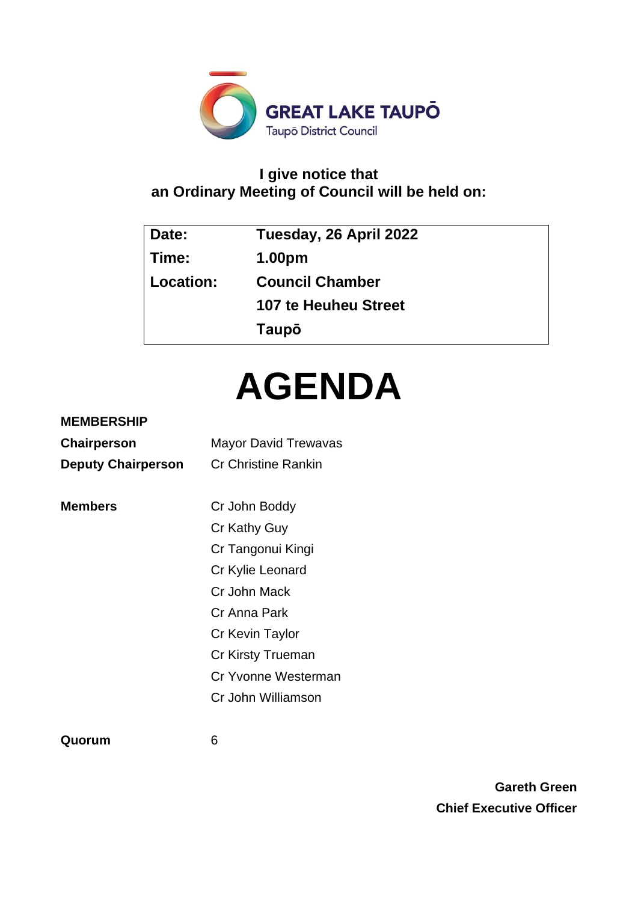**GREAT LAKE TAUPŌ**
Taupō District Council

**I give notice that**
**an Ordinary Meeting of Council will be held on:**

| | |
|---|---|
| **Date:** | **Tuesday, 26 April 2022** |
| **Time:** | **1.00pm** |
| **Location:** | **Council Chamber** |
| | **107 te Heuheu Street** |
| | **Taupō** |

# AGENDA

**MEMBERSHIP**

| | |
|---|---|
| **Chairperson** | Mayor David Trewavas |
| **Deputy Chairperson** | Cr Christine Rankin |
| | |
| **Members** | Cr John Boddy |
| | Cr Kathy Guy |
| | Cr Tangonui Kingi |
| | Cr Kylie Leonard |
| | Cr John Mack |
| | Cr Anna Park |
| | Cr Kevin Taylor |
| | Cr Kirsty Trueman |
| | Cr Yvonne Westerman |
| | Cr John Williamson |
| | |
| **Quorum** | 6 |

**Gareth Green**
**Chief Executive Officer**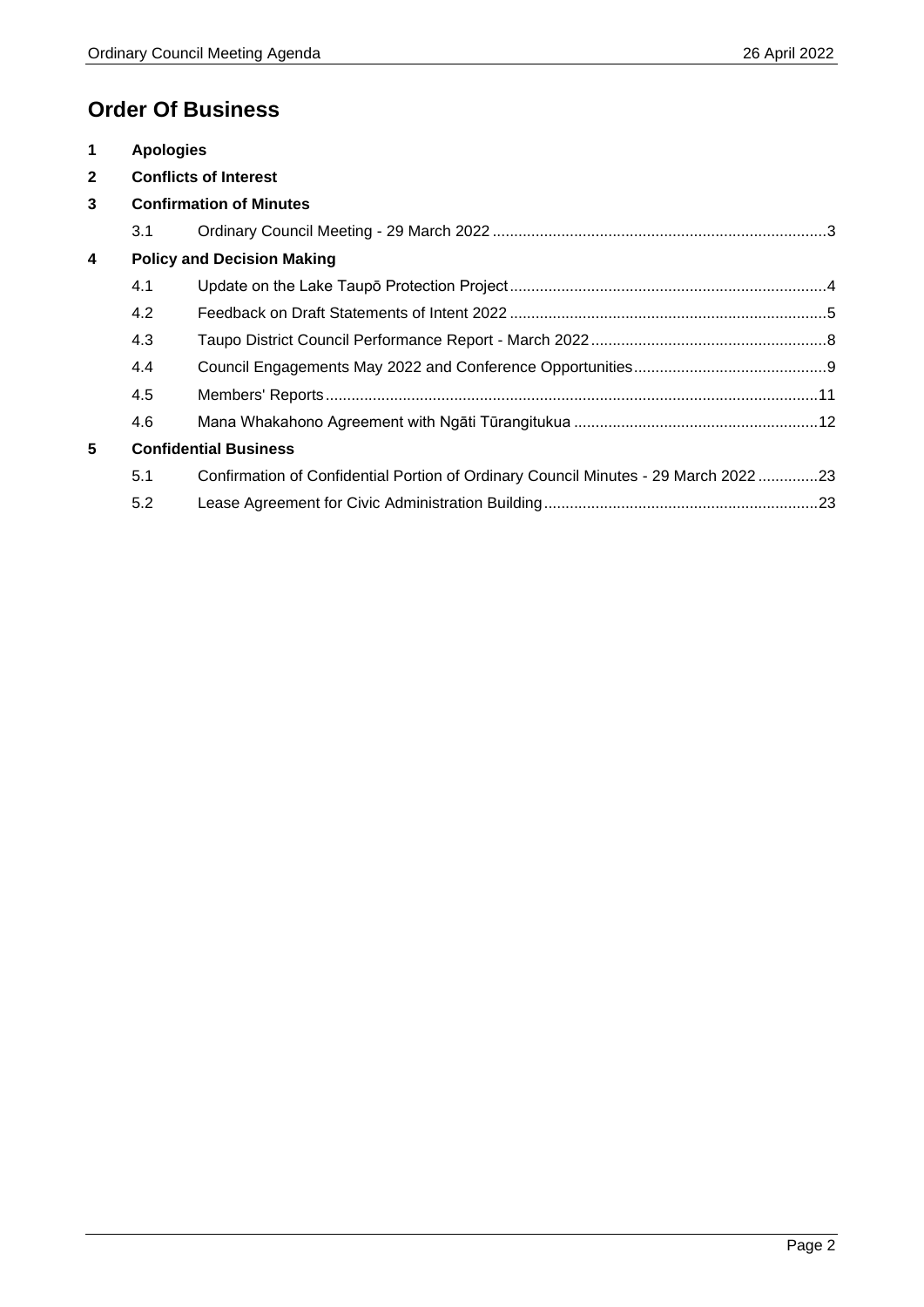# Order Of Business

**1 Apologies**

**2 Conflicts of Interest**

**3 Confirmation of Minutes**

3.1 Ordinary Council Meeting - 29 March 2022 ....................3

**4 Policy and Decision Making**

4.1 Update on the Lake Taupō Protection Project ....................4

4.2 Feedback on Draft Statements of Intent 2022 ....................5

4.3 Taupo District Council Performance Report - March 2022 ....................8

4.4 Council Engagements May 2022 and Conference Opportunities ....................9

4.5 Members' Reports ....................11

4.6 Mana Whakahono Agreement with Ngāti Tūrangitukua ....................12

**5 Confidential Business**

5.1 Confirmation of Confidential Portion of Ordinary Council Minutes - 29 March 2022 ....................23

5.2 Lease Agreement for Civic Administration Building ....................23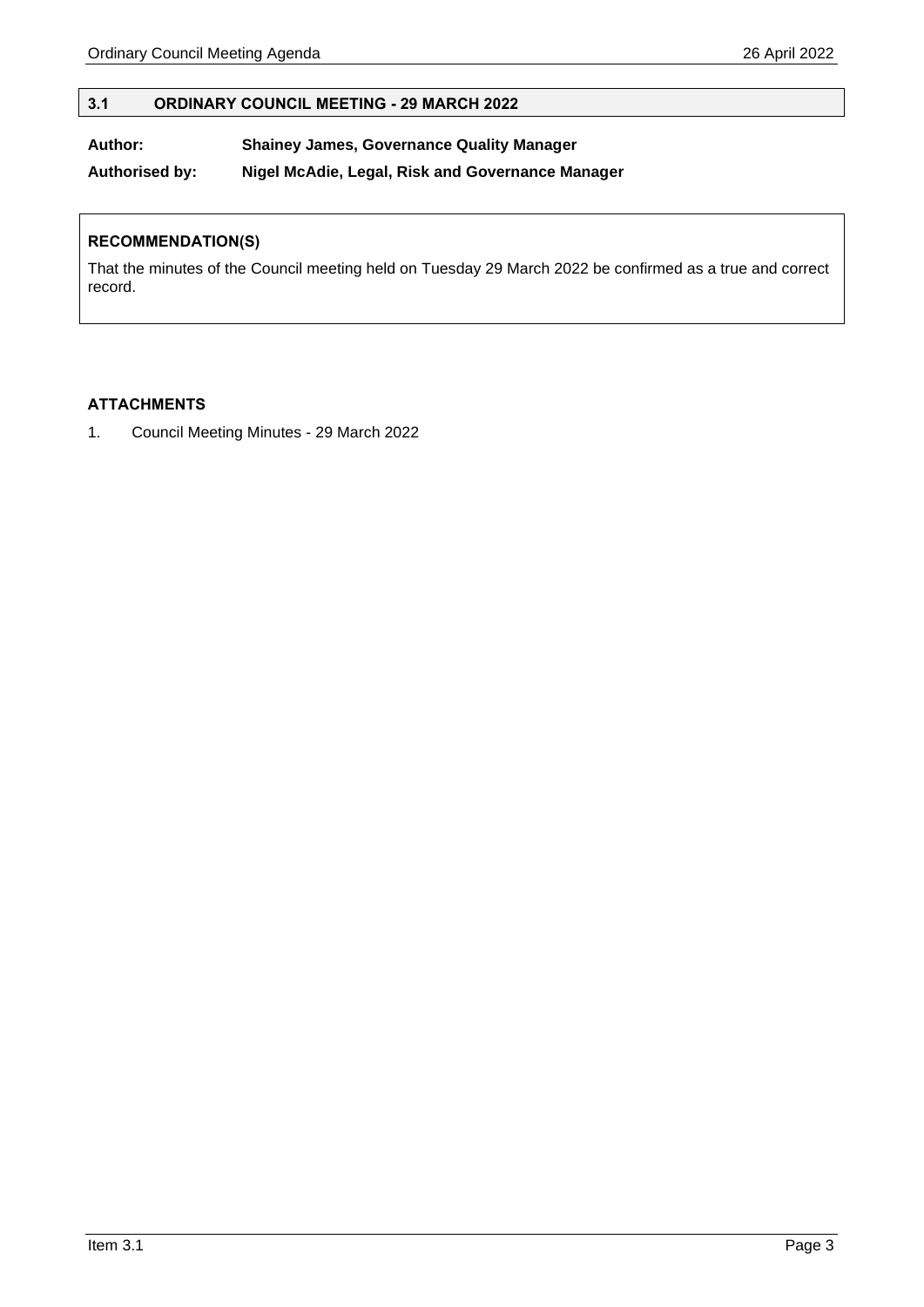## 3.1 ORDINARY COUNCIL MEETING - 29 MARCH 2022

**Author:** **Shainey James, Governance Quality Manager**

**Authorised by:** **Nigel McAdie, Legal, Risk and Governance Manager**

**RECOMMENDATION(S)**

That the minutes of the Council meeting held on Tuesday 29 March 2022 be confirmed as a true and correct record.

**ATTACHMENTS**

1. Council Meeting Minutes - 29 March 2022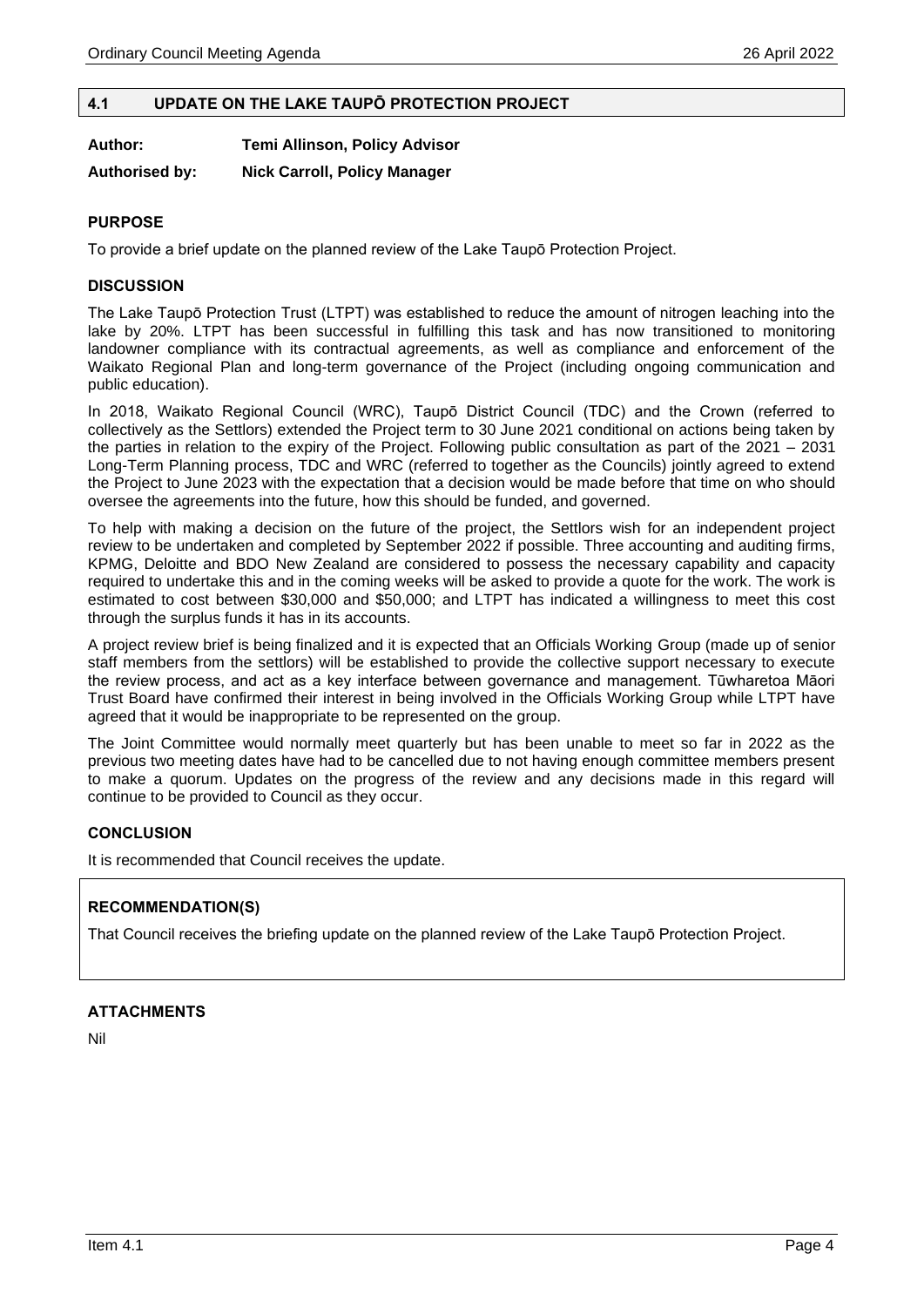## 4.1 UPDATE ON THE LAKE TAUPŌ PROTECTION PROJECT

**Author:** **Temi Allinson, Policy Advisor**

**Authorised by:** **Nick Carroll, Policy Manager**

### PURPOSE

To provide a brief update on the planned review of the Lake Taupō Protection Project.

### DISCUSSION

The Lake Taupō Protection Trust (LTPT) was established to reduce the amount of nitrogen leaching into the lake by 20%. LTPT has been successful in fulfilling this task and has now transitioned to monitoring landowner compliance with its contractual agreements, as well as compliance and enforcement of the Waikato Regional Plan and long-term governance of the Project (including ongoing communication and public education).

In 2018, Waikato Regional Council (WRC), Taupō District Council (TDC) and the Crown (referred to collectively as the Settlors) extended the Project term to 30 June 2021 conditional on actions being taken by the parties in relation to the expiry of the Project. Following public consultation as part of the 2021 – 2031 Long-Term Planning process, TDC and WRC (referred to together as the Councils) jointly agreed to extend the Project to June 2023 with the expectation that a decision would be made before that time on who should oversee the agreements into the future, how this should be funded, and governed.

To help with making a decision on the future of the project, the Settlors wish for an independent project review to be undertaken and completed by September 2022 if possible. Three accounting and auditing firms, KPMG, Deloitte and BDO New Zealand are considered to possess the necessary capability and capacity required to undertake this and in the coming weeks will be asked to provide a quote for the work. The work is estimated to cost between $30,000 and $50,000; and LTPT has indicated a willingness to meet this cost through the surplus funds it has in its accounts.

A project review brief is being finalized and it is expected that an Officials Working Group (made up of senior staff members from the settlors) will be established to provide the collective support necessary to execute the review process, and act as a key interface between governance and management. Tūwharetoa Māori Trust Board have confirmed their interest in being involved in the Officials Working Group while LTPT have agreed that it would be inappropriate to be represented on the group.

The Joint Committee would normally meet quarterly but has been unable to meet so far in 2022 as the previous two meeting dates have had to be cancelled due to not having enough committee members present to make a quorum. Updates on the progress of the review and any decisions made in this regard will continue to be provided to Council as they occur.

### CONCLUSION

It is recommended that Council receives the update.

### RECOMMENDATION(S)

That Council receives the briefing update on the planned review of the Lake Taupō Protection Project.

### ATTACHMENTS

Nil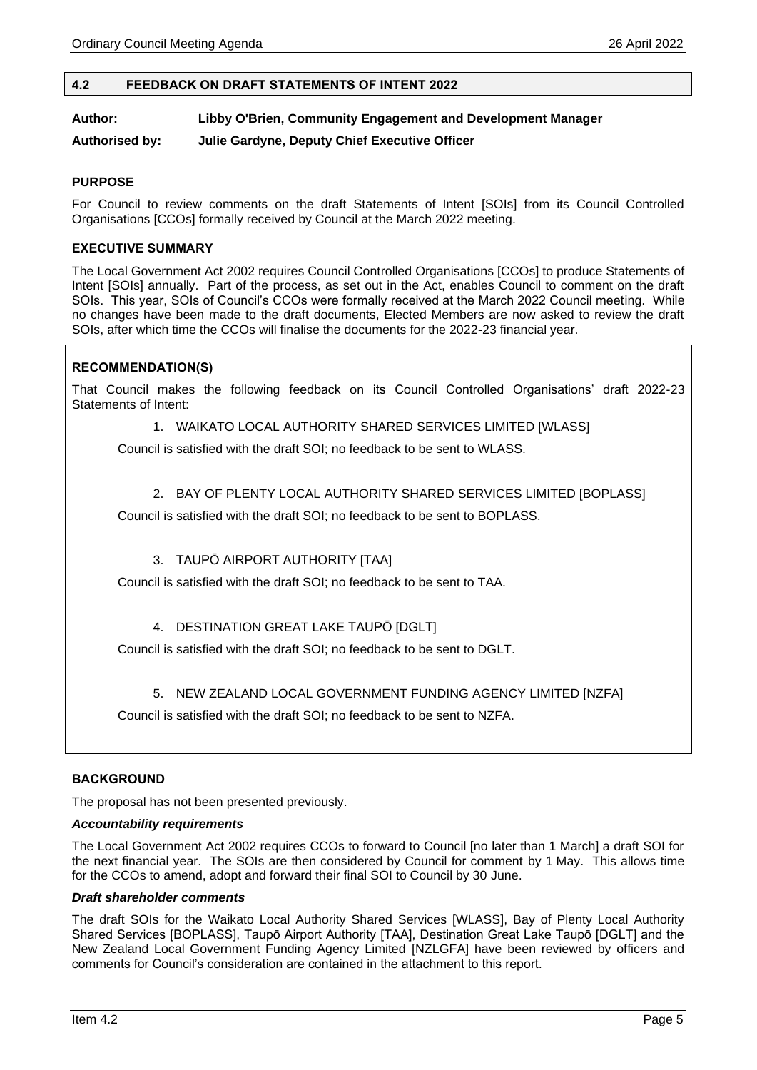## 4.2 FEEDBACK ON DRAFT STATEMENTS OF INTENT 2022

**Author:** Libby O'Brien, Community Engagement and Development Manager

**Authorised by:** Julie Gardyne, Deputy Chief Executive Officer

### PURPOSE

For Council to review comments on the draft Statements of Intent [SOIs] from its Council Controlled Organisations [CCOs] formally received by Council at the March 2022 meeting.

### EXECUTIVE SUMMARY

The Local Government Act 2002 requires Council Controlled Organisations [CCOs] to produce Statements of Intent [SOIs] annually. Part of the process, as set out in the Act, enables Council to comment on the draft SOIs. This year, SOIs of Council's CCOs were formally received at the March 2022 Council meeting. While no changes have been made to the draft documents, Elected Members are now asked to review the draft SOIs, after which time the CCOs will finalise the documents for the 2022-23 financial year.

### RECOMMENDATION(S)

That Council makes the following feedback on its Council Controlled Organisations' draft 2022-23 Statements of Intent:

1. WAIKATO LOCAL AUTHORITY SHARED SERVICES LIMITED [WLASS]

   Council is satisfied with the draft SOI; no feedback to be sent to WLASS.

2. BAY OF PLENTY LOCAL AUTHORITY SHARED SERVICES LIMITED [BOPLASS]

   Council is satisfied with the draft SOI; no feedback to be sent to BOPLASS.

3. TAUPŌ AIRPORT AUTHORITY [TAA]

   Council is satisfied with the draft SOI; no feedback to be sent to TAA.

4. DESTINATION GREAT LAKE TAUPŌ [DGLT]

   Council is satisfied with the draft SOI; no feedback to be sent to DGLT.

5. NEW ZEALAND LOCAL GOVERNMENT FUNDING AGENCY LIMITED [NZFA]

   Council is satisfied with the draft SOI; no feedback to be sent to NZFA.

### BACKGROUND

The proposal has not been presented previously.

#### *Accountability requirements*

The Local Government Act 2002 requires CCOs to forward to Council [no later than 1 March] a draft SOI for the next financial year. The SOIs are then considered by Council for comment by 1 May. This allows time for the CCOs to amend, adopt and forward their final SOI to Council by 30 June.

#### *Draft shareholder comments*

The draft SOIs for the Waikato Local Authority Shared Services [WLASS], Bay of Plenty Local Authority Shared Services [BOPLASS], Taupō Airport Authority [TAA], Destination Great Lake Taupō [DGLT] and the New Zealand Local Government Funding Agency Limited [NZLGFA] have been reviewed by officers and comments for Council's consideration are contained in the attachment to this report.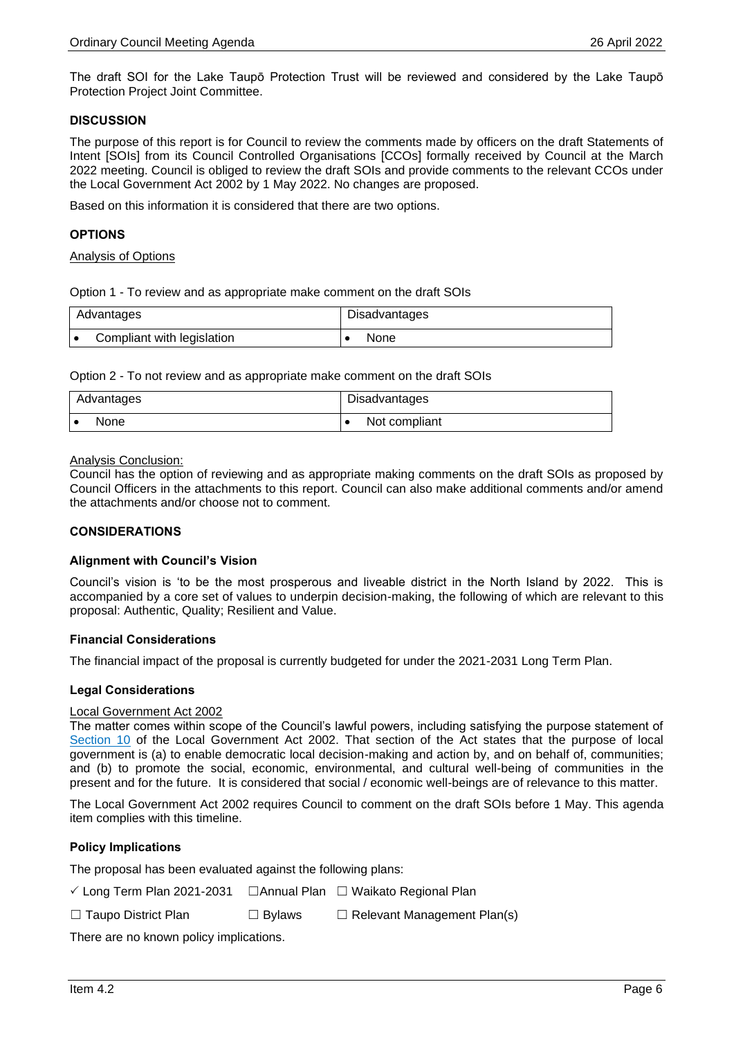The draft SOI for the Lake Taupō Protection Trust will be reviewed and considered by the Lake Taupō Protection Project Joint Committee.

**DISCUSSION**

The purpose of this report is for Council to review the comments made by officers on the draft Statements of Intent [SOIs] from its Council Controlled Organisations [CCOs] formally received by Council at the March 2022 meeting. Council is obliged to review the draft SOIs and provide comments to the relevant CCOs under the Local Government Act 2002 by 1 May 2022. No changes are proposed.

Based on this information it is considered that there are two options.

**OPTIONS**

Analysis of Options

Option 1 - To review and as appropriate make comment on the draft SOIs

| Advantages | Disadvantages |
|---|---|
| • Compliant with legislation | • None |

Option 2 - To not review and as appropriate make comment on the draft SOIs

| Advantages | Disadvantages |
|---|---|
| • None | • Not compliant |

Analysis Conclusion:
Council has the option of reviewing and as appropriate making comments on the draft SOIs as proposed by Council Officers in the attachments to this report. Council can also make additional comments and/or amend the attachments and/or choose not to comment.

**CONSIDERATIONS**

**Alignment with Council's Vision**

Council's vision is 'to be the most prosperous and liveable district in the North Island by 2022. This is accompanied by a core set of values to underpin decision-making, the following of which are relevant to this proposal: Authentic, Quality; Resilient and Value.

**Financial Considerations**

The financial impact of the proposal is currently budgeted for under the 2021-2031 Long Term Plan.

**Legal Considerations**

Local Government Act 2002
The matter comes within scope of the Council's lawful powers, including satisfying the purpose statement of Section 10 of the Local Government Act 2002. That section of the Act states that the purpose of local government is (a) to enable democratic local decision-making and action by, and on behalf of, communities; and (b) to promote the social, economic, environmental, and cultural well-being of communities in the present and for the future. It is considered that social / economic well-beings are of relevance to this matter.

The Local Government Act 2002 requires Council to comment on the draft SOIs before 1 May. This agenda item complies with this timeline.

**Policy Implications**

The proposal has been evaluated against the following plans:

✓ Long Term Plan 2021-2031 ☐Annual Plan ☐ Waikato Regional Plan

☐ Taupo District Plan ☐ Bylaws ☐ Relevant Management Plan(s)

There are no known policy implications.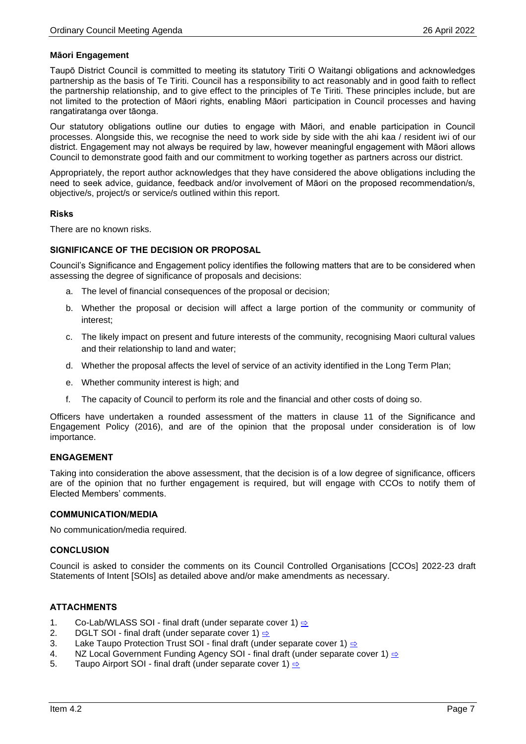**Māori Engagement**

Taupō District Council is committed to meeting its statutory Tiriti O Waitangi obligations and acknowledges partnership as the basis of Te Tiriti. Council has a responsibility to act reasonably and in good faith to reflect the partnership relationship, and to give effect to the principles of Te Tiriti. These principles include, but are not limited to the protection of Māori rights, enabling Māori participation in Council processes and having rangatiratanga over tāonga.

Our statutory obligations outline our duties to engage with Māori, and enable participation in Council processes. Alongside this, we recognise the need to work side by side with the ahi kaa / resident iwi of our district. Engagement may not always be required by law, however meaningful engagement with Māori allows Council to demonstrate good faith and our commitment to working together as partners across our district.

Appropriately, the report author acknowledges that they have considered the above obligations including the need to seek advice, guidance, feedback and/or involvement of Māori on the proposed recommendation/s, objective/s, project/s or service/s outlined within this report.

**Risks**

There are no known risks.

**SIGNIFICANCE OF THE DECISION OR PROPOSAL**

Council's Significance and Engagement policy identifies the following matters that are to be considered when assessing the degree of significance of proposals and decisions:

a. The level of financial consequences of the proposal or decision;

b. Whether the proposal or decision will affect a large portion of the community or community of interest;

c. The likely impact on present and future interests of the community, recognising Maori cultural values and their relationship to land and water;

d. Whether the proposal affects the level of service of an activity identified in the Long Term Plan;

e. Whether community interest is high; and

f. The capacity of Council to perform its role and the financial and other costs of doing so.

Officers have undertaken a rounded assessment of the matters in clause 11 of the Significance and Engagement Policy (2016), and are of the opinion that the proposal under consideration is of low importance.

**ENGAGEMENT**

Taking into consideration the above assessment, that the decision is of a low degree of significance, officers are of the opinion that no further engagement is required, but will engage with CCOs to notify them of Elected Members' comments.

**COMMUNICATION/MEDIA**

No communication/media required.

**CONCLUSION**

Council is asked to consider the comments on its Council Controlled Organisations [CCOs] 2022-23 draft Statements of Intent [SOIs] as detailed above and/or make amendments as necessary.

**ATTACHMENTS**

1. Co-Lab/WLASS SOI - final draft (under separate cover 1) ⇨
2. DGLT SOI - final draft (under separate cover 1) ⇨
3. Lake Taupo Protection Trust SOI - final draft (under separate cover 1) ⇨
4. NZ Local Government Funding Agency SOI - final draft (under separate cover 1) ⇨
5. Taupo Airport SOI - final draft (under separate cover 1) ⇨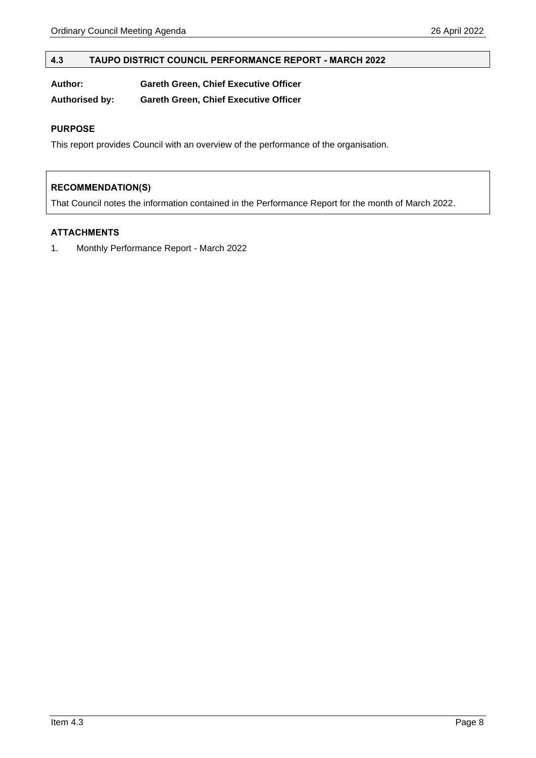## 4.3 TAUPO DISTRICT COUNCIL PERFORMANCE REPORT - MARCH 2022

**Author:** **Gareth Green, Chief Executive Officer**

**Authorised by:** **Gareth Green, Chief Executive Officer**

### PURPOSE

This report provides Council with an overview of the performance of the organisation.

### RECOMMENDATION(S)

That Council notes the information contained in the Performance Report for the month of March 2022.

### ATTACHMENTS

1. Monthly Performance Report - March 2022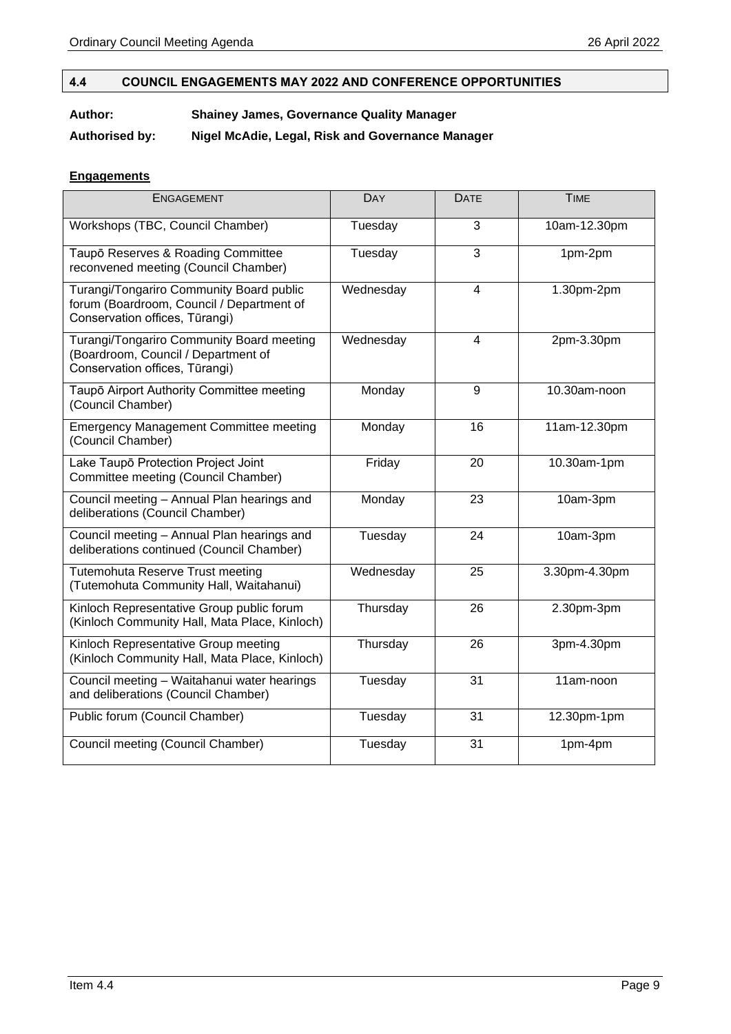## 4.4 COUNCIL ENGAGEMENTS MAY 2022 AND CONFERENCE OPPORTUNITIES

**Author:** Shainey James, Governance Quality Manager

**Authorised by:** Nigel McAdie, Legal, Risk and Governance Manager

**Engagements**

| ENGAGEMENT | DAY | DATE | TIME |
|---|---|---|---|
| Workshops (TBC, Council Chamber) | Tuesday | 3 | 10am-12.30pm |
| Taupō Reserves & Roading Committee reconvened meeting (Council Chamber) | Tuesday | 3 | 1pm-2pm |
| Turangi/Tongariro Community Board public forum (Boardroom, Council / Department of Conservation offices, Tūrangi) | Wednesday | 4 | 1.30pm-2pm |
| Turangi/Tongariro Community Board meeting (Boardroom, Council / Department of Conservation offices, Tūrangi) | Wednesday | 4 | 2pm-3.30pm |
| Taupō Airport Authority Committee meeting (Council Chamber) | Monday | 9 | 10.30am-noon |
| Emergency Management Committee meeting (Council Chamber) | Monday | 16 | 11am-12.30pm |
| Lake Taupō Protection Project Joint Committee meeting (Council Chamber) | Friday | 20 | 10.30am-1pm |
| Council meeting – Annual Plan hearings and deliberations (Council Chamber) | Monday | 23 | 10am-3pm |
| Council meeting – Annual Plan hearings and deliberations continued (Council Chamber) | Tuesday | 24 | 10am-3pm |
| Tutemohuta Reserve Trust meeting (Tutemohuta Community Hall, Waitahanui) | Wednesday | 25 | 3.30pm-4.30pm |
| Kinloch Representative Group public forum (Kinloch Community Hall, Mata Place, Kinloch) | Thursday | 26 | 2.30pm-3pm |
| Kinloch Representative Group meeting (Kinloch Community Hall, Mata Place, Kinloch) | Thursday | 26 | 3pm-4.30pm |
| Council meeting – Waitahanui water hearings and deliberations (Council Chamber) | Tuesday | 31 | 11am-noon |
| Public forum (Council Chamber) | Tuesday | 31 | 12.30pm-1pm |
| Council meeting (Council Chamber) | Tuesday | 31 | 1pm-4pm |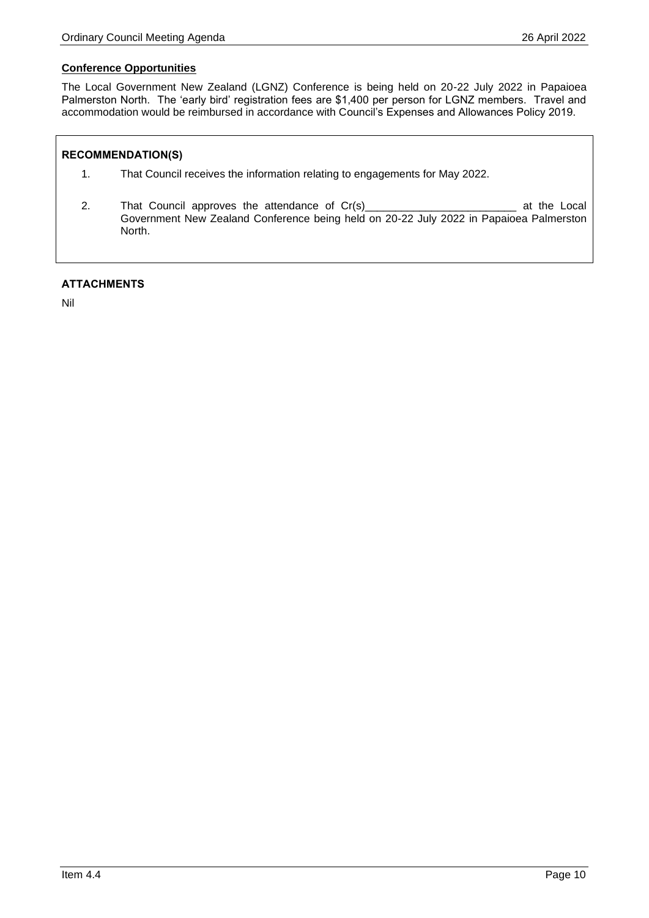**Conference Opportunities**

The Local Government New Zealand (LGNZ) Conference is being held on 20-22 July 2022 in Papaioea Palmerston North. The 'early bird' registration fees are $1,400 per person for LGNZ members. Travel and accommodation would be reimbursed in accordance with Council's Expenses and Allowances Policy 2019.

**RECOMMENDATION(S)**

1. That Council receives the information relating to engagements for May 2022.
2. That Council approves the attendance of Cr(s)_________________________ at the Local Government New Zealand Conference being held on 20-22 July 2022 in Papaioea Palmerston North.

**ATTACHMENTS**

Nil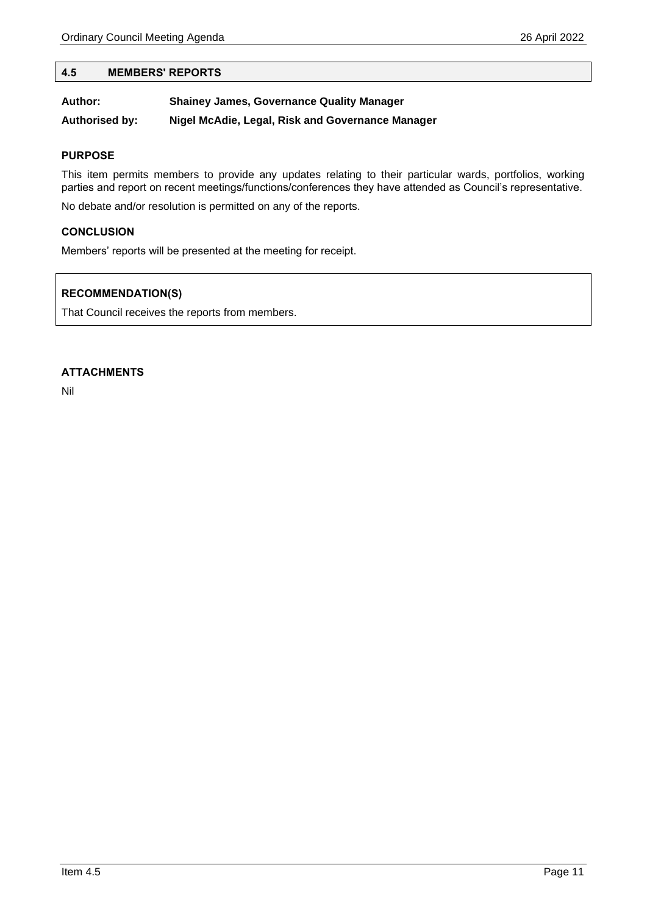## 4.5 MEMBERS' REPORTS

**Author:** **Shainey James, Governance Quality Manager**

**Authorised by:** **Nigel McAdie, Legal, Risk and Governance Manager**

### PURPOSE

This item permits members to provide any updates relating to their particular wards, portfolios, working parties and report on recent meetings/functions/conferences they have attended as Council's representative.

No debate and/or resolution is permitted on any of the reports.

### CONCLUSION

Members' reports will be presented at the meeting for receipt.

### RECOMMENDATION(S)

That Council receives the reports from members.

### ATTACHMENTS

Nil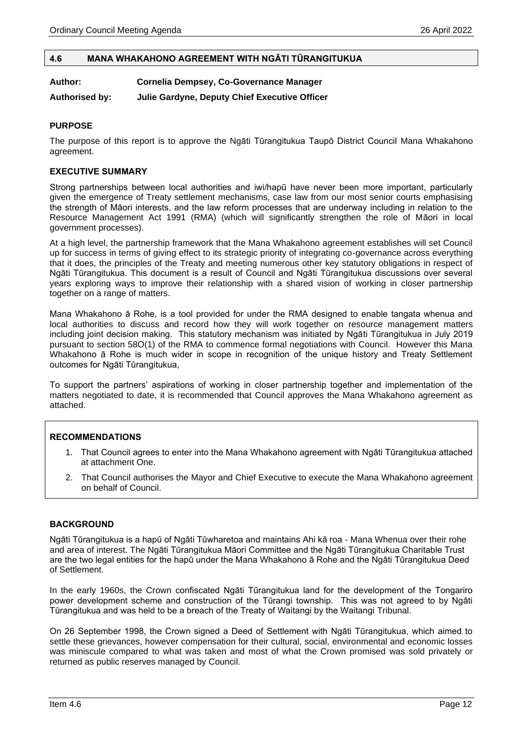## 4.6 MANA WHAKAHONO AGREEMENT WITH NGĀTI TŪRANGITUKUA

**Author:** **Cornelia Dempsey, Co-Governance Manager**

**Authorised by:** **Julie Gardyne, Deputy Chief Executive Officer**

### PURPOSE

The purpose of this report is to approve the Ngāti Tūrangitukua Taupō District Council Mana Whakahono agreement.

### EXECUTIVE SUMMARY

Strong partnerships between local authorities and iwi/hapū have never been more important, particularly given the emergence of Treaty settlement mechanisms, case law from our most senior courts emphasising the strength of Māori interests, and the law reform processes that are underway including in relation to the Resource Management Act 1991 (RMA) (which will significantly strengthen the role of Māori in local government processes).

At a high level, the partnership framework that the Mana Whakahono agreement establishes will set Council up for success in terms of giving effect to its strategic priority of integrating co-governance across everything that it does, the principles of the Treaty and meeting numerous other key statutory obligations in respect of Ngāti Tūrangitukua. This document is a result of Council and Ngāti Tūrangitukua discussions over several years exploring ways to improve their relationship with a shared vision of working in closer partnership together on a range of matters.

Mana Whakahono ā Rohe, is a tool provided for under the RMA designed to enable tangata whenua and local authorities to discuss and record how they will work together on resource management matters including joint decision making. This statutory mechanism was initiated by Ngāti Tūrangitukua in July 2019 pursuant to section 58O(1) of the RMA to commence formal negotiations with Council. However this Mana Whakahono ā Rohe is much wider in scope in recognition of the unique history and Treaty Settlement outcomes for Ngāti Tūrangitukua,

To support the partners' aspirations of working in closer partnership together and implementation of the matters negotiated to date, it is recommended that Council approves the Mana Whakahono agreement as attached.

### RECOMMENDATIONS

1. That Council agrees to enter into the Mana Whakahono agreement with Ngāti Tūrangitukua attached at attachment One.
2. That Council authorises the Mayor and Chief Executive to execute the Mana Whakahono agreement on behalf of Council.

### BACKGROUND

Ngāti Tūrangitukua is a hapū of Ngāti Tūwharetoa and maintains Ahi kā roa - Mana Whenua over their rohe and area of interest. The Ngāti Tūrangitukua Māori Committee and the Ngāti Tūrangitukua Charitable Trust are the two legal entities for the hapū under the Mana Whakahono ā Rohe and the Ngāti Tūrangitukua Deed of Settlement.

In the early 1960s, the Crown confiscated Ngāti Tūrangitukua land for the development of the Tongariro power development scheme and construction of the Tūrangi township. This was not agreed to by Ngāti Tūrangitukua and was held to be a breach of the Treaty of Waitangi by the Waitangi Tribunal.

On 26 September 1998, the Crown signed a Deed of Settlement with Ngāti Tūrangitukua, which aimed to settle these grievances, however compensation for their cultural, social, environmental and economic losses was miniscule compared to what was taken and most of what the Crown promised was sold privately or returned as public reserves managed by Council.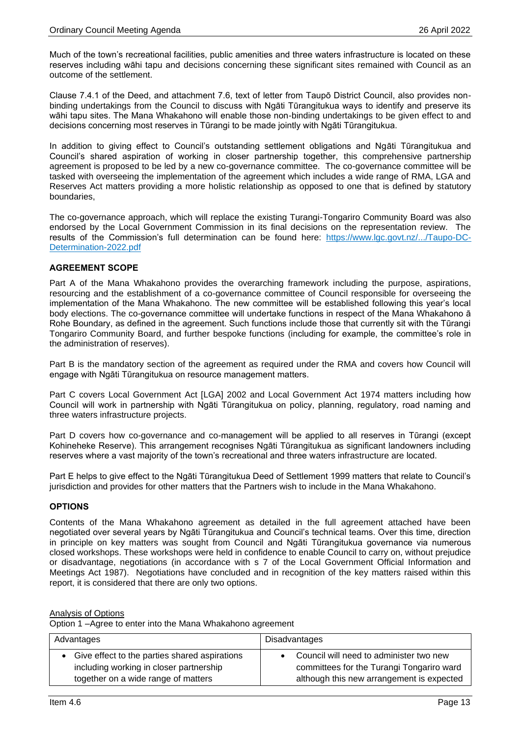Much of the town's recreational facilities, public amenities and three waters infrastructure is located on these reserves including wāhi tapu and decisions concerning these significant sites remained with Council as an outcome of the settlement.

Clause 7.4.1 of the Deed, and attachment 7.6, text of letter from Taupō District Council, also provides non-binding undertakings from the Council to discuss with Ngāti Tūrangitukua ways to identify and preserve its wāhi tapu sites. The Mana Whakahono will enable those non-binding undertakings to be given effect to and decisions concerning most reserves in Tūrangi to be made jointly with Ngāti Tūrangitukua.

In addition to giving effect to Council's outstanding settlement obligations and Ngāti Tūrangitukua and Council's shared aspiration of working in closer partnership together, this comprehensive partnership agreement is proposed to be led by a new co-governance committee. The co-governance committee will be tasked with overseeing the implementation of the agreement which includes a wide range of RMA, LGA and Reserves Act matters providing a more holistic relationship as opposed to one that is defined by statutory boundaries,

The co-governance approach, which will replace the existing Turangi-Tongariro Community Board was also endorsed by the Local Government Commission in its final decisions on the representation review. The results of the Commission's full determination can be found here: [https://www.lgc.govt.nz/.../Taupo-DC-Determination-2022.pdf](https://www.lgc.govt.nz/.../Taupo-DC-Determination-2022.pdf)

**AGREEMENT SCOPE**

Part A of the Mana Whakahono provides the overarching framework including the purpose, aspirations, resourcing and the establishment of a co-governance committee of Council responsible for overseeing the implementation of the Mana Whakahono. The new committee will be established following this year's local body elections. The co-governance committee will undertake functions in respect of the Mana Whakahono ā Rohe Boundary, as defined in the agreement. Such functions include those that currently sit with the Tūrangi Tongariro Community Board, and further bespoke functions (including for example, the committee's role in the administration of reserves).

Part B is the mandatory section of the agreement as required under the RMA and covers how Council will engage with Ngāti Tūrangitukua on resource management matters.

Part C covers Local Government Act [LGA] 2002 and Local Government Act 1974 matters including how Council will work in partnership with Ngāti Tūrangitukua on policy, planning, regulatory, road naming and three waters infrastructure projects.

Part D covers how co-governance and co-management will be applied to all reserves in Tūrangi (except Kohineheke Reserve). This arrangement recognises Ngāti Tūrangitukua as significant landowners including reserves where a vast majority of the town's recreational and three waters infrastructure are located.

Part E helps to give effect to the Ngāti Tūrangitukua Deed of Settlement 1999 matters that relate to Council's jurisdiction and provides for other matters that the Partners wish to include in the Mana Whakahono.

**OPTIONS**

Contents of the Mana Whakahono agreement as detailed in the full agreement attached have been negotiated over several years by Ngāti Tūrangitukua and Council's technical teams. Over this time, direction in principle on key matters was sought from Council and Ngāti Tūrangitukua governance via numerous closed workshops. These workshops were held in confidence to enable Council to carry on, without prejudice or disadvantage, negotiations (in accordance with s 7 of the Local Government Official Information and Meetings Act 1987). Negotiations have concluded and in recognition of the key matters raised within this report, it is considered that there are only two options.

<u>Analysis of Options</u>

Option 1 –Agree to enter into the Mana Whakahono agreement

| Advantages | Disadvantages |
|---|---|
| • Give effect to the parties shared aspirations including working in closer partnership together on a wide range of matters | • Council will need to administer two new committees for the Turangi Tongariro ward although this new arrangement is expected |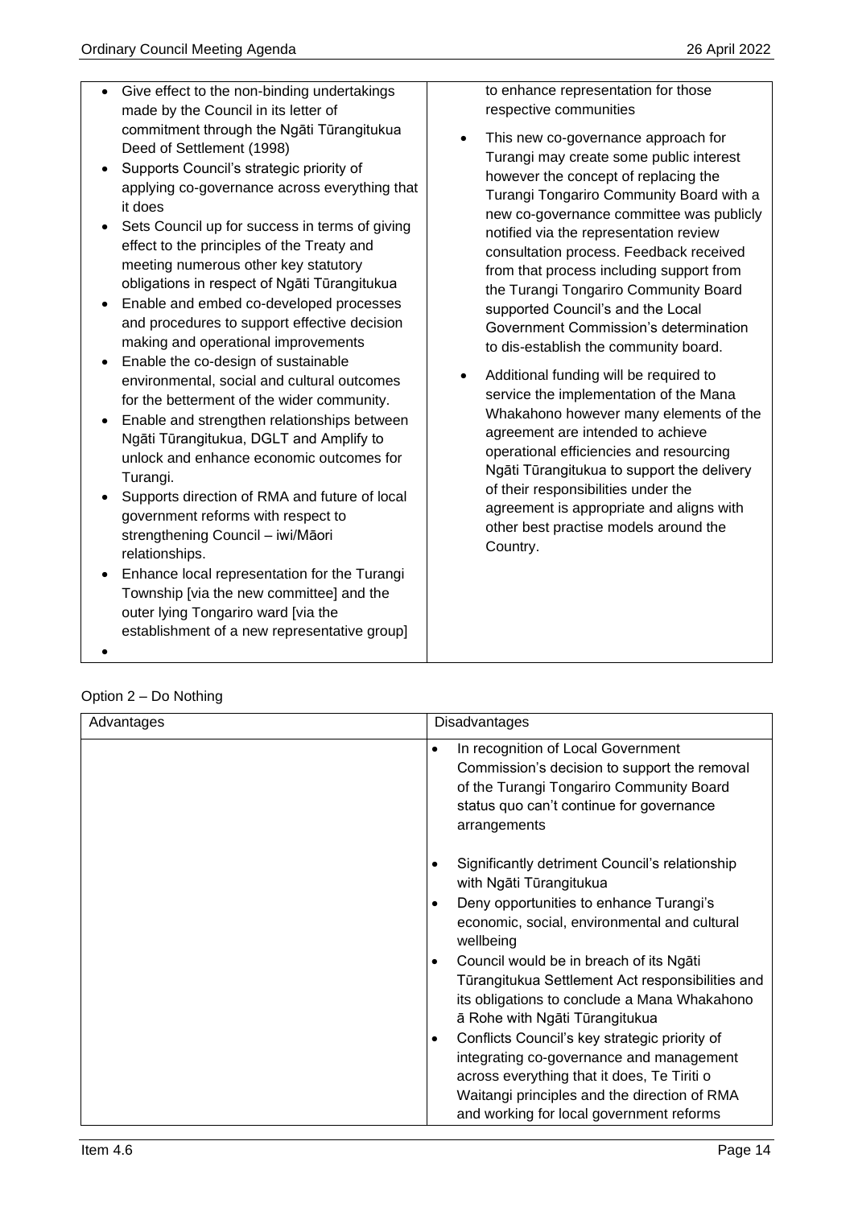| Advantages | Disadvantages |
| --- | --- |
| • Give effect to the non-binding undertakings made by the Council in its letter of commitment through the Ngāti Tūrangitukua Deed of Settlement (1998)<br>• Supports Council's strategic priority of applying co-governance across everything that it does<br>• Sets Council up for success in terms of giving effect to the principles of the Treaty and meeting numerous other key statutory obligations in respect of Ngāti Tūrangitukua<br>• Enable and embed co-developed processes and procedures to support effective decision making and operational improvements<br>• Enable the co-design of sustainable environmental, social and cultural outcomes for the betterment of the wider community.<br>• Enable and strengthen relationships between Ngāti Tūrangitukua, DGLT and Amplify to unlock and enhance economic outcomes for Turangi.<br>• Supports direction of RMA and future of local government reforms with respect to strengthening Council – iwi/Māori relationships.<br>• Enhance local representation for the Turangi Township [via the new committee] and the outer lying Tongariro ward [via the establishment of a new representative group]<br>• | to enhance representation for those respective communities<br>• This new co-governance approach for Turangi may create some public interest however the concept of replacing the Turangi Tongariro Community Board with a new co-governance committee was publicly notified via the representation review consultation process. Feedback received from that process including support from the Turangi Tongariro Community Board supported Council's and the Local Government Commission's determination to dis-establish the community board.<br>• Additional funding will be required to service the implementation of the Mana Whakahono however many elements of the agreement are intended to achieve operational efficiencies and resourcing Ngāti Tūrangitukua to support the delivery of their responsibilities under the agreement is appropriate and aligns with other best practise models around the Country. |

Option 2 – Do Nothing

| Advantages | Disadvantages |
| --- | --- |
| | • In recognition of Local Government Commission's decision to support the removal of the Turangi Tongariro Community Board status quo can't continue for governance arrangements<br>• Significantly detriment Council's relationship with Ngāti Tūrangitukua<br>• Deny opportunities to enhance Turangi's economic, social, environmental and cultural wellbeing<br>• Council would be in breach of its Ngāti Tūrangitukua Settlement Act responsibilities and its obligations to conclude a Mana Whakahono ā Rohe with Ngāti Tūrangitukua<br>• Conflicts Council's key strategic priority of integrating co-governance and management across everything that it does, Te Tiriti o Waitangi principles and the direction of RMA and working for local government reforms |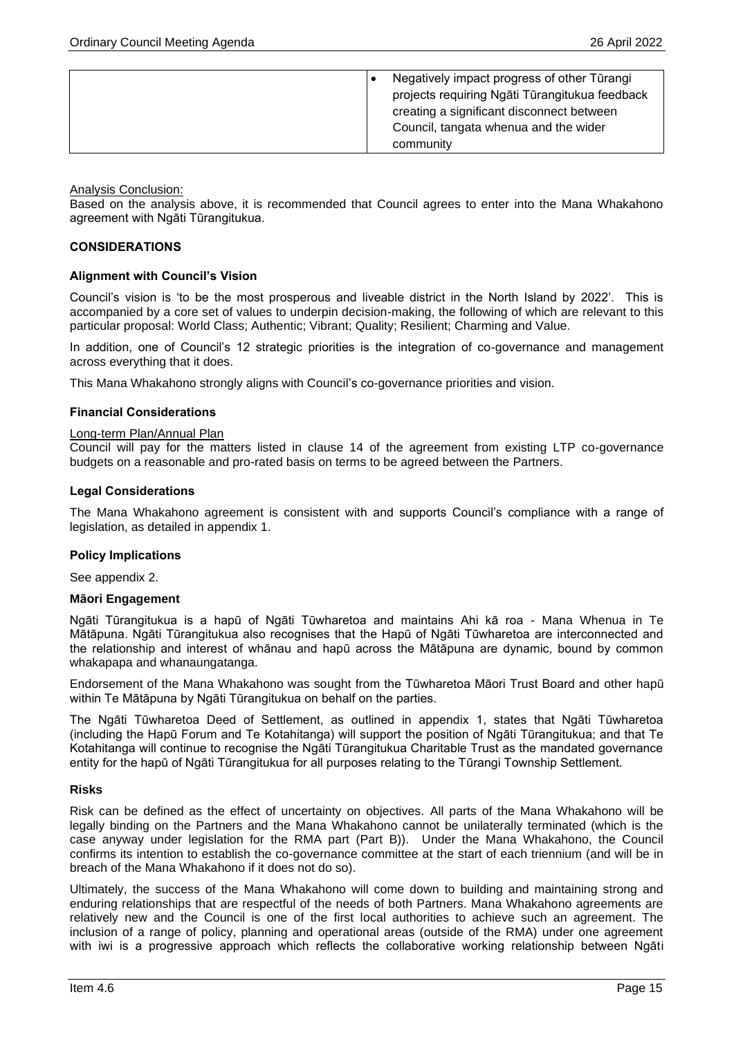| | • Negatively impact progress of other Tūrangi projects requiring Ngāti Tūrangitukua feedback creating a significant disconnect between Council, tangata whenua and the wider community |
|---|---|

Analysis Conclusion:

Based on the analysis above, it is recommended that Council agrees to enter into the Mana Whakahono agreement with Ngāti Tūrangitukua.

## CONSIDERATIONS

### Alignment with Council's Vision

Council's vision is 'to be the most prosperous and liveable district in the North Island by 2022'. This is accompanied by a core set of values to underpin decision-making, the following of which are relevant to this particular proposal: World Class; Authentic; Vibrant; Quality; Resilient; Charming and Value.

In addition, one of Council's 12 strategic priorities is the integration of co-governance and management across everything that it does.

This Mana Whakahono strongly aligns with Council's co-governance priorities and vision.

### Financial Considerations

Long-term Plan/Annual Plan

Council will pay for the matters listed in clause 14 of the agreement from existing LTP co-governance budgets on a reasonable and pro-rated basis on terms to be agreed between the Partners.

### Legal Considerations

The Mana Whakahono agreement is consistent with and supports Council's compliance with a range of legislation, as detailed in appendix 1.

### Policy Implications

See appendix 2.

### Māori Engagement

Ngāti Tūrangitukua is a hapū of Ngāti Tūwharetoa and maintains Ahi kā roa - Mana Whenua in Te Mātāpuna. Ngāti Tūrangitukua also recognises that the Hapū of Ngāti Tūwharetoa are interconnected and the relationship and interest of whānau and hapū across the Mātāpuna are dynamic, bound by common whakapapa and whanaungatanga.

Endorsement of the Mana Whakahono was sought from the Tūwharetoa Māori Trust Board and other hapū within Te Mātāpuna by Ngāti Tūrangitukua on behalf on the parties.

The Ngāti Tūwharetoa Deed of Settlement, as outlined in appendix 1, states that Ngāti Tūwharetoa (including the Hapū Forum and Te Kotahitanga) will support the position of Ngāti Tūrangitukua; and that Te Kotahitanga will continue to recognise the Ngāti Tūrangitukua Charitable Trust as the mandated governance entity for the hapū of Ngāti Tūrangitukua for all purposes relating to the Tūrangi Township Settlement.

### Risks

Risk can be defined as the effect of uncertainty on objectives. All parts of the Mana Whakahono will be legally binding on the Partners and the Mana Whakahono cannot be unilaterally terminated (which is the case anyway under legislation for the RMA part (Part B)). Under the Mana Whakahono, the Council confirms its intention to establish the co-governance committee at the start of each triennium (and will be in breach of the Mana Whakahono if it does not do so).

Ultimately, the success of the Mana Whakahono will come down to building and maintaining strong and enduring relationships that are respectful of the needs of both Partners. Mana Whakahono agreements are relatively new and the Council is one of the first local authorities to achieve such an agreement. The inclusion of a range of policy, planning and operational areas (outside of the RMA) under one agreement with iwi is a progressive approach which reflects the collaborative working relationship between Ngāti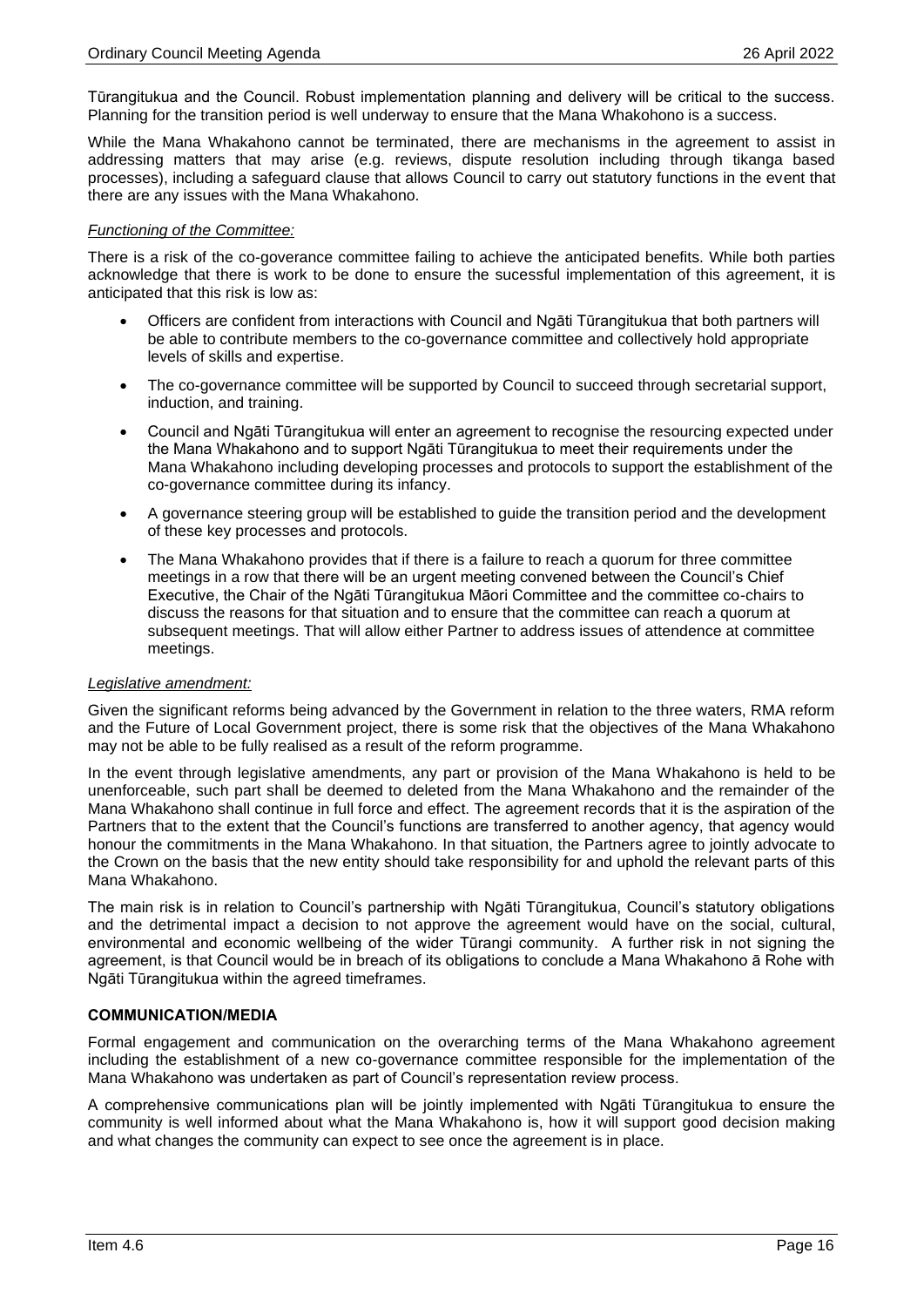Tūrangitukua and the Council. Robust implementation planning and delivery will be critical to the success. Planning for the transition period is well underway to ensure that the Mana Whakohono is a success.

While the Mana Whakahono cannot be terminated, there are mechanisms in the agreement to assist in addressing matters that may arise (e.g. reviews, dispute resolution including through tikanga based processes), including a safeguard clause that allows Council to carry out statutory functions in the event that there are any issues with the Mana Whakahono.

*Functioning of the Committee:*

There is a risk of the co-goverance committee failing to achieve the anticipated benefits. While both parties acknowledge that there is work to be done to ensure the sucessful implementation of this agreement, it is anticipated that this risk is low as:

- Officers are confident from interactions with Council and Ngāti Tūrangitukua that both partners will be able to contribute members to the co-governance committee and collectively hold appropriate levels of skills and expertise.
- The co-governance committee will be supported by Council to succeed through secretarial support, induction, and training.
- Council and Ngāti Tūrangitukua will enter an agreement to recognise the resourcing expected under the Mana Whakahono and to support Ngāti Tūrangitukua to meet their requirements under the Mana Whakahono including developing processes and protocols to support the establishment of the co-governance committee during its infancy.
- A governance steering group will be established to guide the transition period and the development of these key processes and protocols.
- The Mana Whakahono provides that if there is a failure to reach a quorum for three committee meetings in a row that there will be an urgent meeting convened between the Council's Chief Executive, the Chair of the Ngāti Tūrangitukua Māori Committee and the committee co-chairs to discuss the reasons for that situation and to ensure that the committee can reach a quorum at subsequent meetings. That will allow either Partner to address issues of attendence at committee meetings.

*Legislative amendment:*

Given the significant reforms being advanced by the Government in relation to the three waters, RMA reform and the Future of Local Government project, there is some risk that the objectives of the Mana Whakahono may not be able to be fully realised as a result of the reform programme.

In the event through legislative amendments, any part or provision of the Mana Whakahono is held to be unenforceable, such part shall be deemed to deleted from the Mana Whakahono and the remainder of the Mana Whakahono shall continue in full force and effect. The agreement records that it is the aspiration of the Partners that to the extent that the Council's functions are transferred to another agency, that agency would honour the commitments in the Mana Whakahono. In that situation, the Partners agree to jointly advocate to the Crown on the basis that the new entity should take responsibility for and uphold the relevant parts of this Mana Whakahono.

The main risk is in relation to Council's partnership with Ngāti Tūrangitukua, Council's statutory obligations and the detrimental impact a decision to not approve the agreement would have on the social, cultural, environmental and economic wellbeing of the wider Tūrangi community. A further risk in not signing the agreement, is that Council would be in breach of its obligations to conclude a Mana Whakahono ā Rohe with Ngāti Tūrangitukua within the agreed timeframes.

**COMMUNICATION/MEDIA**

Formal engagement and communication on the overarching terms of the Mana Whakahono agreement including the establishment of a new co-governance committee responsible for the implementation of the Mana Whakahono was undertaken as part of Council's representation review process.

A comprehensive communications plan will be jointly implemented with Ngāti Tūrangitukua to ensure the community is well informed about what the Mana Whakahono is, how it will support good decision making and what changes the community can expect to see once the agreement is in place.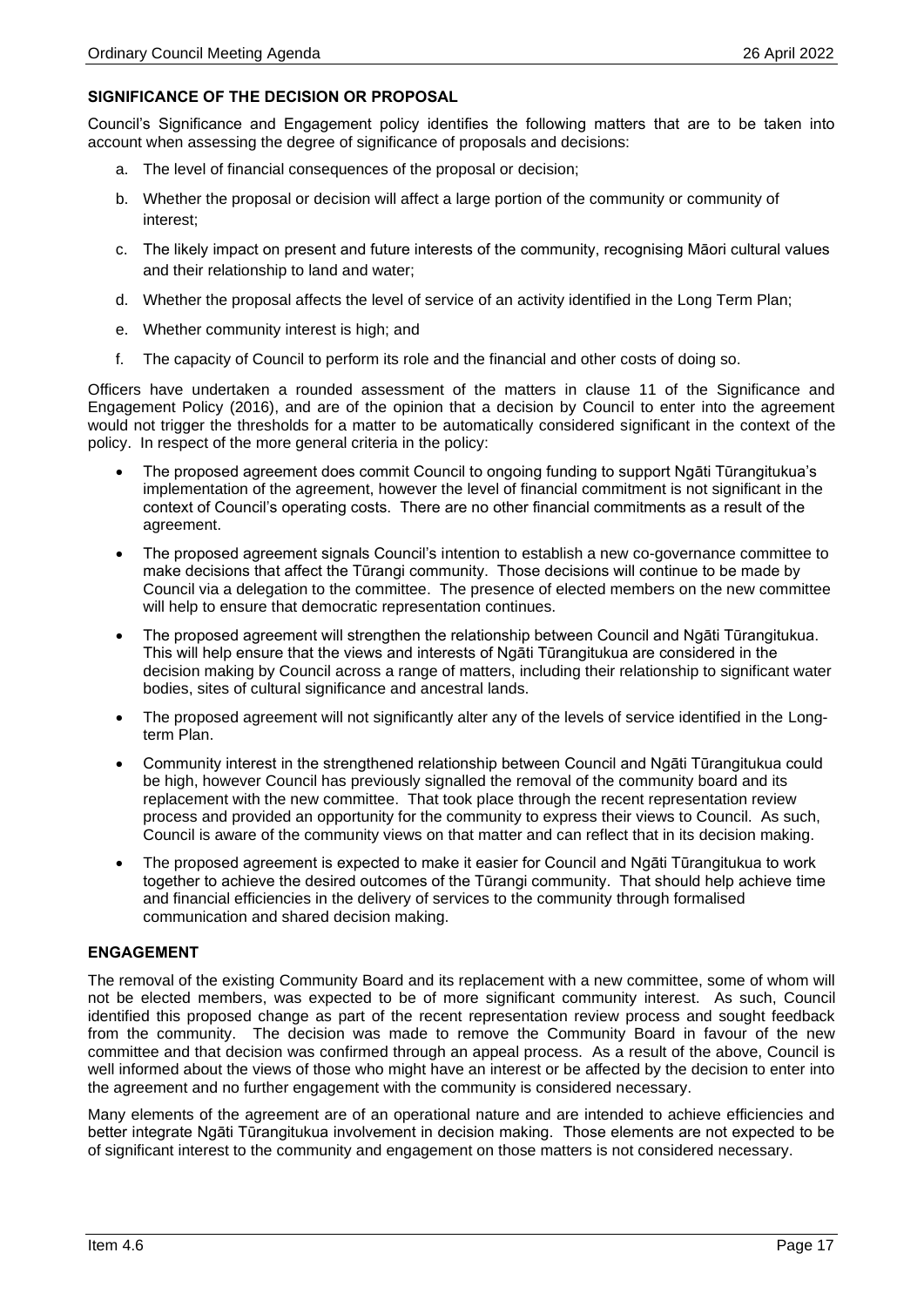## SIGNIFICANCE OF THE DECISION OR PROPOSAL

Council's Significance and Engagement policy identifies the following matters that are to be taken into account when assessing the degree of significance of proposals and decisions:

a. The level of financial consequences of the proposal or decision;

b. Whether the proposal or decision will affect a large portion of the community or community of interest;

c. The likely impact on present and future interests of the community, recognising Māori cultural values and their relationship to land and water;

d. Whether the proposal affects the level of service of an activity identified in the Long Term Plan;

e. Whether community interest is high; and

f. The capacity of Council to perform its role and the financial and other costs of doing so.

Officers have undertaken a rounded assessment of the matters in clause 11 of the Significance and Engagement Policy (2016), and are of the opinion that a decision by Council to enter into the agreement would not trigger the thresholds for a matter to be automatically considered significant in the context of the policy. In respect of the more general criteria in the policy:

- The proposed agreement does commit Council to ongoing funding to support Ngāti Tūrangitukua's implementation of the agreement, however the level of financial commitment is not significant in the context of Council's operating costs. There are no other financial commitments as a result of the agreement.
- The proposed agreement signals Council's intention to establish a new co-governance committee to make decisions that affect the Tūrangi community. Those decisions will continue to be made by Council via a delegation to the committee. The presence of elected members on the new committee will help to ensure that democratic representation continues.
- The proposed agreement will strengthen the relationship between Council and Ngāti Tūrangitukua. This will help ensure that the views and interests of Ngāti Tūrangitukua are considered in the decision making by Council across a range of matters, including their relationship to significant water bodies, sites of cultural significance and ancestral lands.
- The proposed agreement will not significantly alter any of the levels of service identified in the Long-term Plan.
- Community interest in the strengthened relationship between Council and Ngāti Tūrangitukua could be high, however Council has previously signalled the removal of the community board and its replacement with the new committee. That took place through the recent representation review process and provided an opportunity for the community to express their views to Council. As such, Council is aware of the community views on that matter and can reflect that in its decision making.
- The proposed agreement is expected to make it easier for Council and Ngāti Tūrangitukua to work together to achieve the desired outcomes of the Tūrangi community. That should help achieve time and financial efficiencies in the delivery of services to the community through formalised communication and shared decision making.

## ENGAGEMENT

The removal of the existing Community Board and its replacement with a new committee, some of whom will not be elected members, was expected to be of more significant community interest. As such, Council identified this proposed change as part of the recent representation review process and sought feedback from the community. The decision was made to remove the Community Board in favour of the new committee and that decision was confirmed through an appeal process. As a result of the above, Council is well informed about the views of those who might have an interest or be affected by the decision to enter into the agreement and no further engagement with the community is considered necessary.

Many elements of the agreement are of an operational nature and are intended to achieve efficiencies and better integrate Ngāti Tūrangitukua involvement in decision making. Those elements are not expected to be of significant interest to the community and engagement on those matters is not considered necessary.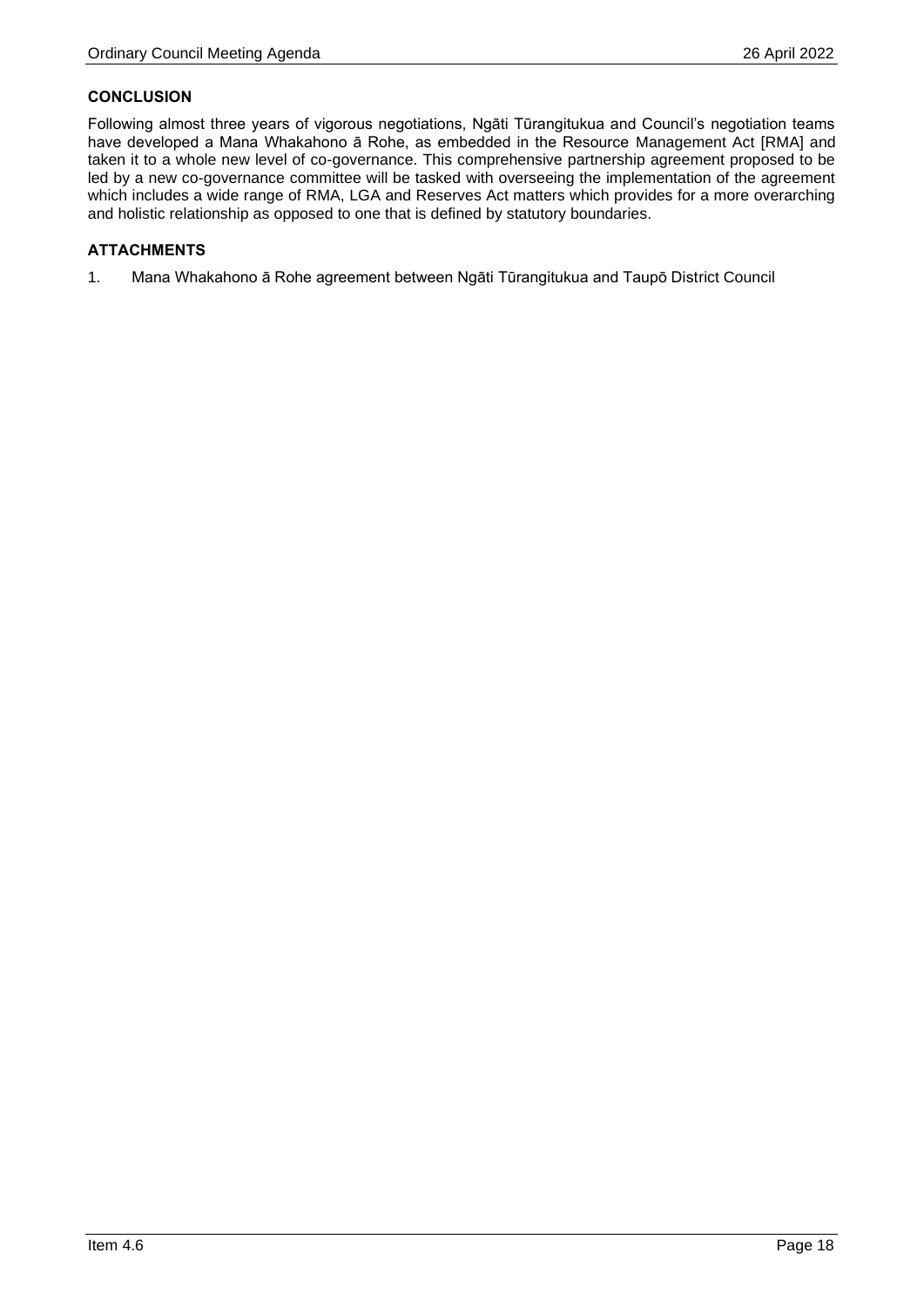## CONCLUSION

Following almost three years of vigorous negotiations, Ngāti Tūrangitukua and Council's negotiation teams have developed a Mana Whakahono ā Rohe, as embedded in the Resource Management Act [RMA] and taken it to a whole new level of co-governance. This comprehensive partnership agreement proposed to be led by a new co-governance committee will be tasked with overseeing the implementation of the agreement which includes a wide range of RMA, LGA and Reserves Act matters which provides for a more overarching and holistic relationship as opposed to one that is defined by statutory boundaries.

## ATTACHMENTS

1. Mana Whakahono ā Rohe agreement between Ngāti Tūrangitukua and Taupō District Council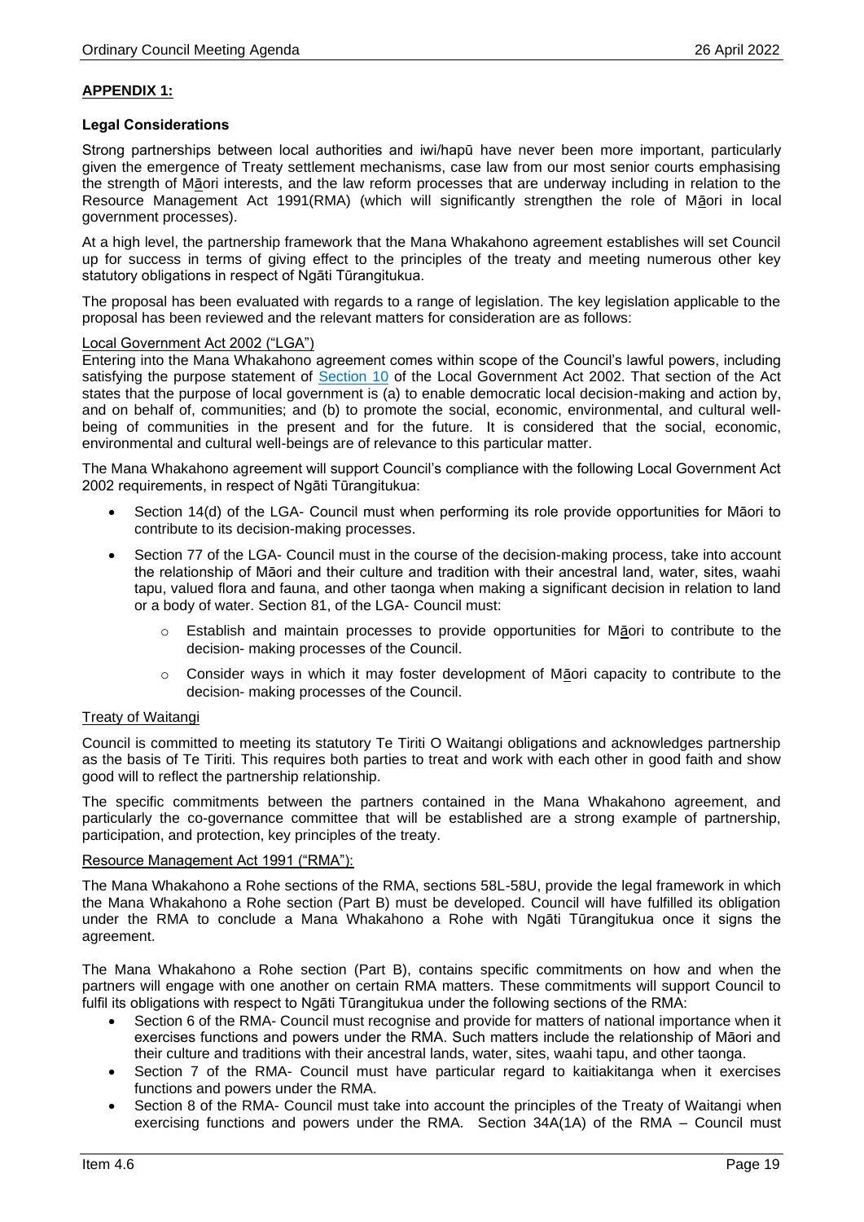**APPENDIX 1:**

**Legal Considerations**

Strong partnerships between local authorities and iwi/hapū have never been more important, particularly given the emergence of Treaty settlement mechanisms, case law from our most senior courts emphasising the strength of Māori interests, and the law reform processes that are underway including in relation to the Resource Management Act 1991(RMA) (which will significantly strengthen the role of Māori in local government processes).

At a high level, the partnership framework that the Mana Whakahono agreement establishes will set Council up for success in terms of giving effect to the principles of the treaty and meeting numerous other key statutory obligations in respect of Ngāti Tūrangitukua.

The proposal has been evaluated with regards to a range of legislation. The key legislation applicable to the proposal has been reviewed and the relevant matters for consideration are as follows:

Local Government Act 2002 ("LGA")

Entering into the Mana Whakahono agreement comes within scope of the Council's lawful powers, including satisfying the purpose statement of Section 10 of the Local Government Act 2002. That section of the Act states that the purpose of local government is (a) to enable democratic local decision-making and action by, and on behalf of, communities; and (b) to promote the social, economic, environmental, and cultural well-being of communities in the present and for the future. It is considered that the social, economic, environmental and cultural well-beings are of relevance to this particular matter.

The Mana Whakahono agreement will support Council's compliance with the following Local Government Act 2002 requirements, in respect of Ngāti Tūrangitukua:

- Section 14(d) of the LGA- Council must when performing its role provide opportunities for Māori to contribute to its decision-making processes.
- Section 77 of the LGA- Council must in the course of the decision-making process, take into account the relationship of Māori and their culture and tradition with their ancestral land, water, sites, waahi tapu, valued flora and fauna, and other taonga when making a significant decision in relation to land or a body of water. Section 81, of the LGA- Council must:
  - Establish and maintain processes to provide opportunities for Māori to contribute to the decision- making processes of the Council.
  - Consider ways in which it may foster development of Māori capacity to contribute to the decision- making processes of the Council.

Treaty of Waitangi

Council is committed to meeting its statutory Te Tiriti O Waitangi obligations and acknowledges partnership as the basis of Te Tiriti. This requires both parties to treat and work with each other in good faith and show good will to reflect the partnership relationship.

The specific commitments between the partners contained in the Mana Whakahono agreement, and particularly the co-governance committee that will be established are a strong example of partnership, participation, and protection, key principles of the treaty.

Resource Management Act 1991 ("RMA"):

The Mana Whakahono a Rohe sections of the RMA, sections 58L-58U, provide the legal framework in which the Mana Whakahono a Rohe section (Part B) must be developed. Council will have fulfilled its obligation under the RMA to conclude a Mana Whakahono a Rohe with Ngāti Tūrangitukua once it signs the agreement.

The Mana Whakahono a Rohe section (Part B), contains specific commitments on how and when the partners will engage with one another on certain RMA matters. These commitments will support Council to fulfil its obligations with respect to Ngāti Tūrangitukua under the following sections of the RMA:

- Section 6 of the RMA- Council must recognise and provide for matters of national importance when it exercises functions and powers under the RMA. Such matters include the relationship of Māori and their culture and traditions with their ancestral lands, water, sites, waahi tapu, and other taonga.
- Section 7 of the RMA- Council must have particular regard to kaitiakitanga when it exercises functions and powers under the RMA.
- Section 8 of the RMA- Council must take into account the principles of the Treaty of Waitangi when exercising functions and powers under the RMA. Section 34A(1A) of the RMA – Council must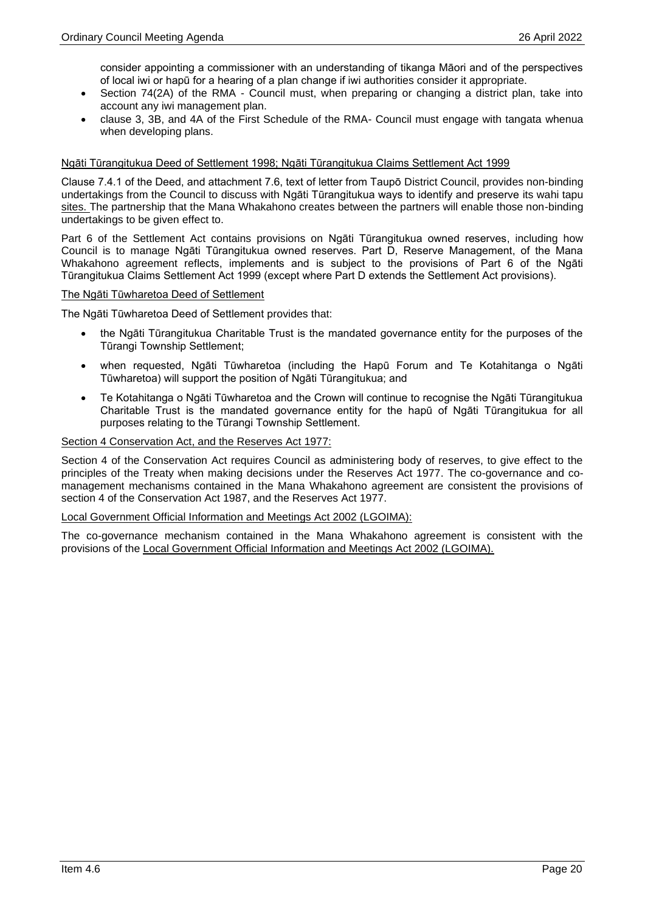consider appointing a commissioner with an understanding of tikanga Māori and of the perspectives of local iwi or hapū for a hearing of a plan change if iwi authorities consider it appropriate.

- Section 74(2A) of the RMA - Council must, when preparing or changing a district plan, take into account any iwi management plan.
- clause 3, 3B, and 4A of the First Schedule of the RMA- Council must engage with tangata whenua when developing plans.

Ngāti Tūrangitukua Deed of Settlement 1998; Ngāti Tūrangitukua Claims Settlement Act 1999

Clause 7.4.1 of the Deed, and attachment 7.6, text of letter from Taupō District Council, provides non-binding undertakings from the Council to discuss with Ngāti Tūrangitukua ways to identify and preserve its wahi tapu sites. The partnership that the Mana Whakahono creates between the partners will enable those non-binding undertakings to be given effect to.

Part 6 of the Settlement Act contains provisions on Ngāti Tūrangitukua owned reserves, including how Council is to manage Ngāti Tūrangitukua owned reserves. Part D, Reserve Management, of the Mana Whakahono agreement reflects, implements and is subject to the provisions of Part 6 of the Ngāti Tūrangitukua Claims Settlement Act 1999 (except where Part D extends the Settlement Act provisions).

The Ngāti Tūwharetoa Deed of Settlement

The Ngāti Tūwharetoa Deed of Settlement provides that:

- the Ngāti Tūrangitukua Charitable Trust is the mandated governance entity for the purposes of the Tūrangi Township Settlement;
- when requested, Ngāti Tūwharetoa (including the Hapū Forum and Te Kotahitanga o Ngāti Tūwharetoa) will support the position of Ngāti Tūrangitukua; and
- Te Kotahitanga o Ngāti Tūwharetoa and the Crown will continue to recognise the Ngāti Tūrangitukua Charitable Trust is the mandated governance entity for the hapū of Ngāti Tūrangitukua for all purposes relating to the Tūrangi Township Settlement.

Section 4 Conservation Act, and the Reserves Act 1977:

Section 4 of the Conservation Act requires Council as administering body of reserves, to give effect to the principles of the Treaty when making decisions under the Reserves Act 1977. The co-governance and co-management mechanisms contained in the Mana Whakahono agreement are consistent the provisions of section 4 of the Conservation Act 1987, and the Reserves Act 1977.

Local Government Official Information and Meetings Act 2002 (LGOIMA):

The co-governance mechanism contained in the Mana Whakahono agreement is consistent with the provisions of the Local Government Official Information and Meetings Act 2002 (LGOIMA).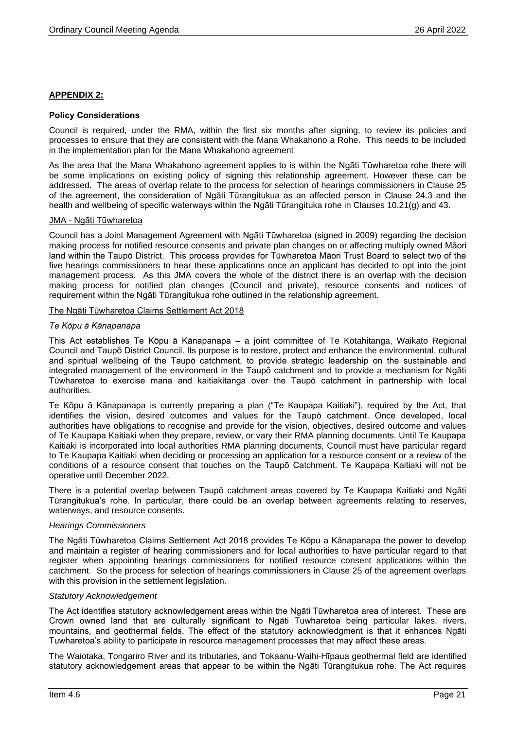**APPENDIX 2:**

**Policy Considerations**

Council is required, under the RMA, within the first six months after signing, to review its policies and processes to ensure that they are consistent with the Mana Whakahono a Rohe. This needs to be included in the implementation plan for the Mana Whakahono agreement

As the area that the Mana Whakahono agreement applies to is within the Ngāti Tūwharetoa rohe there will be some implications on existing policy of signing this relationship agreement. However these can be addressed. The areas of overlap relate to the process for selection of hearings commissioners in Clause 25 of the agreement, the consideration of Ngāti Tūrangitukua as an affected person in Clause 24.3 and the health and wellbeing of specific waterways within the Ngāti Tūrangituka rohe in Clauses 10.21(g) and 43.

<u>JMA - Ngāti Tūwharetoa</u>

Council has a Joint Management Agreement with Ngāti Tūwharetoa (signed in 2009) regarding the decision making process for notified resource consents and private plan changes on or affecting multiply owned Māori land within the Taupō District. This process provides for Tūwharetoa Māori Trust Board to select two of the five hearings commissioners to hear these applications once an applicant has decided to opt into the joint management process. As this JMA covers the whole of the district there is an overlap with the decision making process for notified plan changes (Council and private), resource consents and notices of requirement within the Ngāti Tūrangitukua rohe outlined in the relationship agreement.

<u>The Ngāti Tūwharetoa Claims Settlement Act 2018</u>

*Te Kōpu ā Kānapanapa*

This Act establishes Te Kōpu ā Kānapanapa – a joint committee of Te Kotahitanga, Waikato Regional Council and Taupō District Council. Its purpose is to restore, protect and enhance the environmental, cultural and spiritual wellbeing of the Taupō catchment, to provide strategic leadership on the sustainable and integrated management of the environment in the Taupō catchment and to provide a mechanism for Ngāti Tūwharetoa to exercise mana and kaitiakitanga over the Taupō catchment in partnership with local authorities.

Te Kōpu ā Kānapanapa is currently preparing a plan ("Te Kaupapa Kaitiaki"), required by the Act, that identifies the vision, desired outcomes and values for the Taupō catchment. Once developed, local authorities have obligations to recognise and provide for the vision, objectives, desired outcome and values of Te Kaupapa Kaitiaki when they prepare, review, or vary their RMA planning documents. Until Te Kaupapa Kaitiaki is incorporated into local authorities RMA planning documents, Council must have particular regard to Te Kaupapa Kaitiaki when deciding or processing an application for a resource consent or a review of the conditions of a resource consent that touches on the Taupō Catchment. Te Kaupapa Kaitiaki will not be operative until December 2022.

There is a potential overlap between Taupō catchment areas covered by Te Kaupapa Kaitiaki and Ngāti Tūrangitukua's rohe. In particular, there could be an overlap between agreements relating to reserves, waterways, and resource consents.

*Hearings Commissioners*

The Ngāti Tūwharetoa Claims Settlement Act 2018 provides Te Kōpu a Kānapanapa the power to develop and maintain a register of hearing commissioners and for local authorities to have particular regard to that register when appointing hearings commissioners for notified resource consent applications within the catchment. So the process for selection of hearings commissioners in Clause 25 of the agreement overlaps with this provision in the settlement legislation.

*Statutory Acknowledgement*

The Act identifies statutory acknowledgement areas within the Ngāti Tūwharetoa area of interest. These are Crown owned land that are culturally significant to Ngāti Tuwharetoa being particular lakes, rivers, mountains, and geothermal fields. The effect of the statutory acknowledgment is that it enhances Ngāti Tuwharetoa's ability to participate in resource management processes that may affect these areas.

The Waiotaka, Tongariro River and its tributaries, and Tokaanu-Waihi-Hīpaua geothermal field are identified statutory acknowledgement areas that appear to be within the Ngāti Tūrangitukua rohe. The Act requires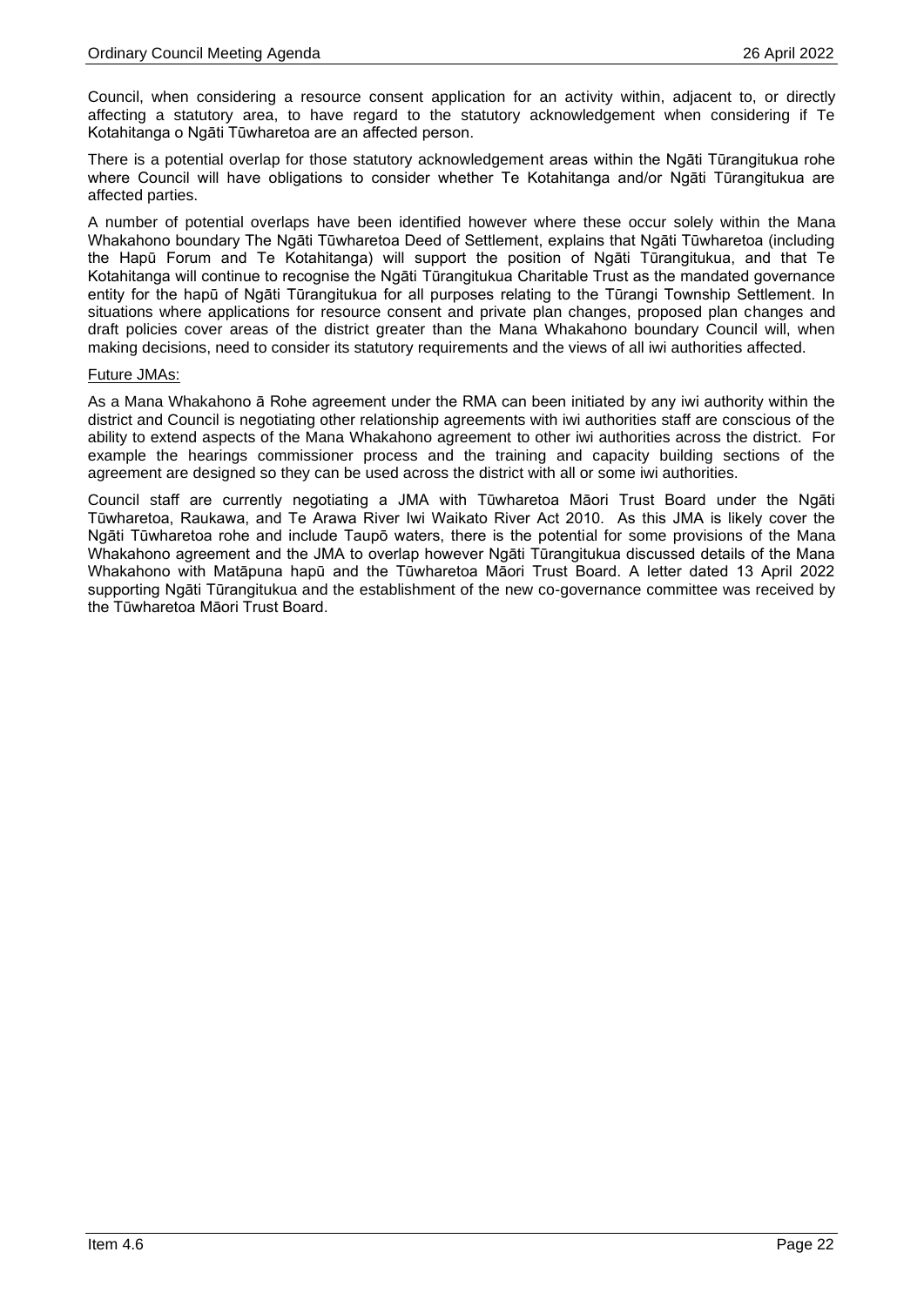Council, when considering a resource consent application for an activity within, adjacent to, or directly affecting a statutory area, to have regard to the statutory acknowledgement when considering if Te Kotahitanga o Ngāti Tūwharetoa are an affected person.

There is a potential overlap for those statutory acknowledgement areas within the Ngāti Tūrangitukua rohe where Council will have obligations to consider whether Te Kotahitanga and/or Ngāti Tūrangitukua are affected parties.

A number of potential overlaps have been identified however where these occur solely within the Mana Whakahono boundary The Ngāti Tūwharetoa Deed of Settlement, explains that Ngāti Tūwharetoa (including the Hapū Forum and Te Kotahitanga) will support the position of Ngāti Tūrangitukua, and that Te Kotahitanga will continue to recognise the Ngāti Tūrangitukua Charitable Trust as the mandated governance entity for the hapū of Ngāti Tūrangitukua for all purposes relating to the Tūrangi Township Settlement. In situations where applications for resource consent and private plan changes, proposed plan changes and draft policies cover areas of the district greater than the Mana Whakahono boundary Council will, when making decisions, need to consider its statutory requirements and the views of all iwi authorities affected.

Future JMAs:

As a Mana Whakahono ā Rohe agreement under the RMA can been initiated by any iwi authority within the district and Council is negotiating other relationship agreements with iwi authorities staff are conscious of the ability to extend aspects of the Mana Whakahono agreement to other iwi authorities across the district. For example the hearings commissioner process and the training and capacity building sections of the agreement are designed so they can be used across the district with all or some iwi authorities.

Council staff are currently negotiating a JMA with Tūwharetoa Māori Trust Board under the Ngāti Tūwharetoa, Raukawa, and Te Arawa River Iwi Waikato River Act 2010. As this JMA is likely cover the Ngāti Tūwharetoa rohe and include Taupō waters, there is the potential for some provisions of the Mana Whakahono agreement and the JMA to overlap however Ngāti Tūrangitukua discussed details of the Mana Whakahono with Matāpuna hapū and the Tūwharetoa Māori Trust Board. A letter dated 13 April 2022 supporting Ngāti Tūrangitukua and the establishment of the new co-governance committee was received by the Tūwharetoa Māori Trust Board.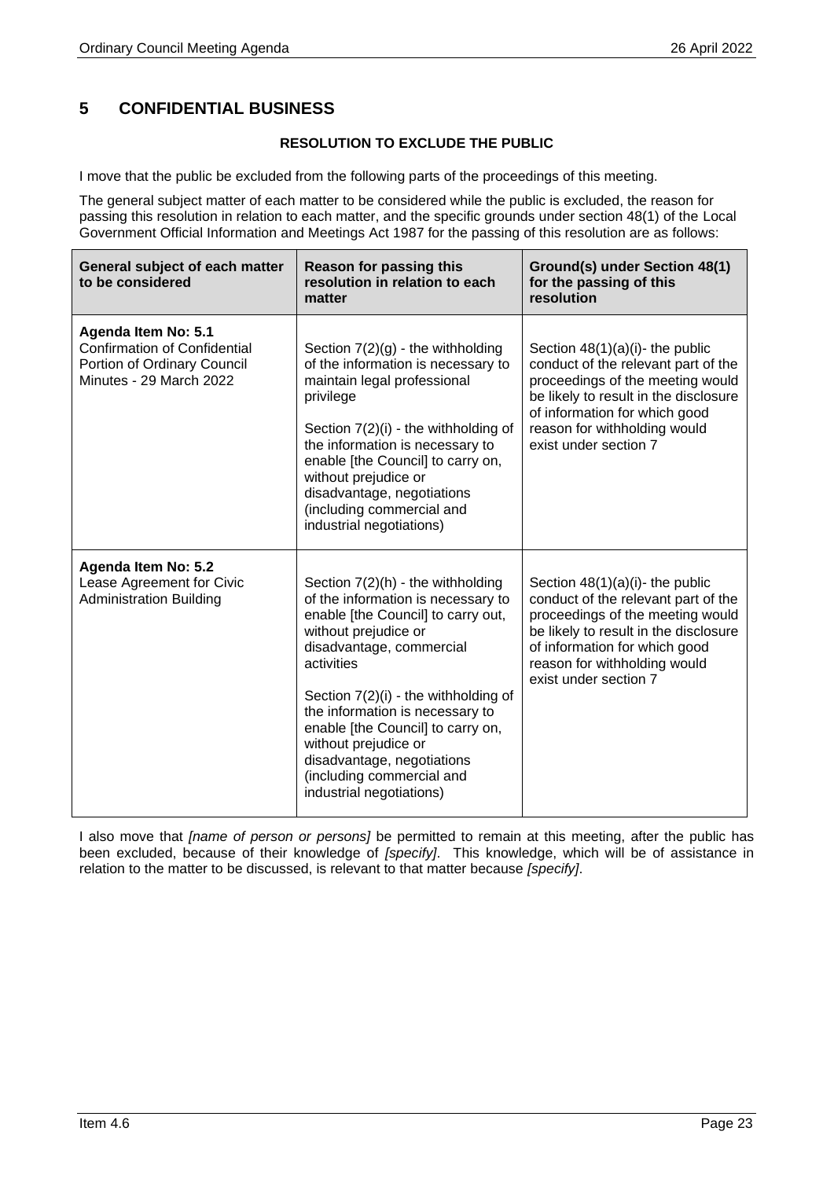## 5 CONFIDENTIAL BUSINESS

**RESOLUTION TO EXCLUDE THE PUBLIC**

I move that the public be excluded from the following parts of the proceedings of this meeting.

The general subject matter of each matter to be considered while the public is excluded, the reason for passing this resolution in relation to each matter, and the specific grounds under section 48(1) of the Local Government Official Information and Meetings Act 1987 for the passing of this resolution are as follows:

| General subject of each matter to be considered | Reason for passing this resolution in relation to each matter | Ground(s) under Section 48(1) for the passing of this resolution |
|---|---|---|
| **Agenda Item No: 5.1**<br>Confirmation of Confidential Portion of Ordinary Council Minutes - 29 March 2022 | Section 7(2)(g) - the withholding of the information is necessary to maintain legal professional privilege<br><br>Section 7(2)(i) - the withholding of the information is necessary to enable [the Council] to carry on, without prejudice or disadvantage, negotiations (including commercial and industrial negotiations) | Section 48(1)(a)(i)- the public conduct of the relevant part of the proceedings of the meeting would be likely to result in the disclosure of information for which good reason for withholding would exist under section 7 |
| **Agenda Item No: 5.2**<br>Lease Agreement for Civic Administration Building | Section 7(2)(h) - the withholding of the information is necessary to enable [the Council] to carry out, without prejudice or disadvantage, commercial activities<br><br>Section 7(2)(i) - the withholding of the information is necessary to enable [the Council] to carry on, without prejudice or disadvantage, negotiations (including commercial and industrial negotiations) | Section 48(1)(a)(i)- the public conduct of the relevant part of the proceedings of the meeting would be likely to result in the disclosure of information for which good reason for withholding would exist under section 7 |

I also move that *[name of person or persons]* be permitted to remain at this meeting, after the public has been excluded, because of their knowledge of *[specify]*. This knowledge, which will be of assistance in relation to the matter to be discussed, is relevant to that matter because *[specify]*.